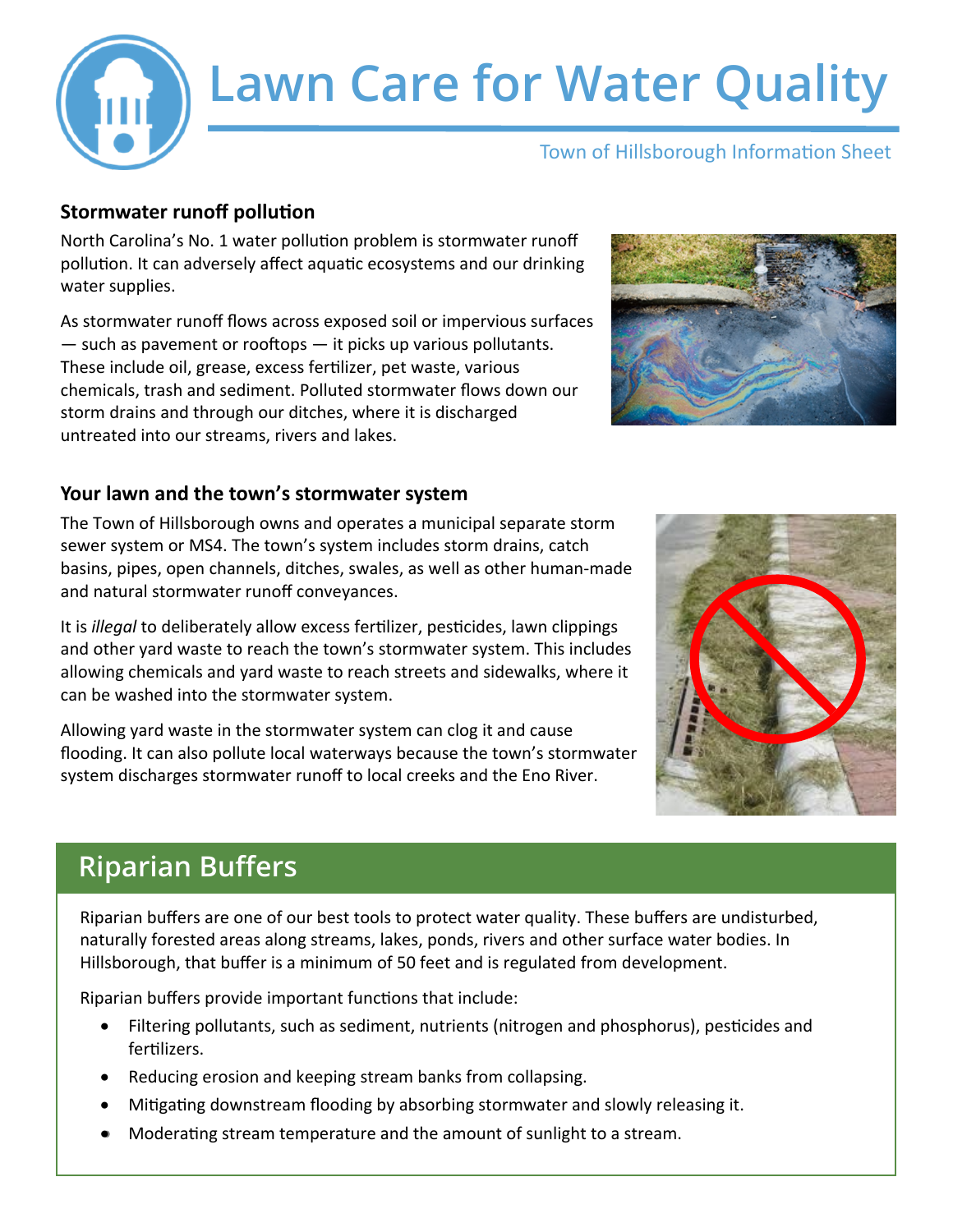# Lawn Care for Water Quality

Town of Hillsborough Information Sheet

### Stormwater runoff pollution

North Carolina's No. 1 water pollution problem is stormwater runoff pollution. It can adversely affect aquatic ecosystems and our drinking water supplies.

As stormwater runoff flows across exposed soil or impervious surfaces — such as pavement or rooftops — it picks up various pollutants. These include oil, grease, excess fertilizer, pet waste, various chemicals, trash and sediment. Polluted stormwater flows down our storm drains and through our ditches, where it is discharged untreated into our streams, rivers and lakes.

### Your lawn and the town's stormwater system

The Town of Hillsborough owns and operates a municipal separate storm sewer system or MS4. The town's system includes storm drains, catch basins, pipes, open channels, ditches, swales, as well as other human-made and natural stormwater runoff conveyances.

It is *illegal* to deliberately allow excess fertilizer, pesticides, lawn clippings and other yard waste to reach the town's stormwater system. This includes allowing chemicals and yard waste to reach streets and sidewalks, where it can be washed into the stormwater system.

Allowing yard waste in the stormwater system can clog it and cause flooding. It can also pollute local waterways because the town's stormwater system discharges stormwater runoff to local creeks and the Eno River.

## Riparian Buffers

Riparian buffers are one of our best tools to protect water quality. These buffers are undisturbed, naturally forested areas along streams, lakes, ponds, rivers and other surface water bodies. In Hillsborough, that buffer is a minimum of 50 feet and is regulated from development.

Riparian buffers provide important functions that include:

- Filtering pollutants, such as sediment, nutrients (nitrogen and phosphorus), pesticides and fertilizers.
- Reducing erosion and keeping stream banks from collapsing.
- Mitigating downstream flooding by absorbing stormwater and slowly releasing it.
- Moderating stream temperature and the amount of sunlight to a stream.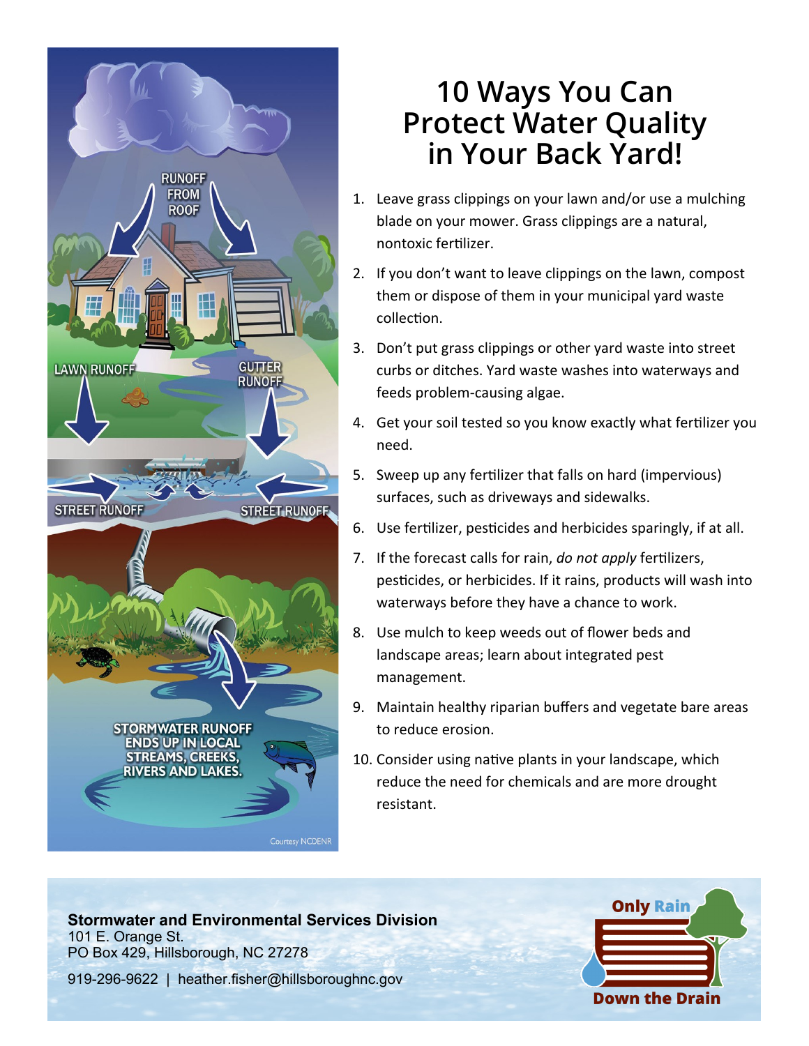RUNOFF FROM ROOF

LAWN RUNOFF

GUTTER RUNOFF

STREET RUNOFF

STREET RUNOFF

STORMWATER RUNOFF ENDS UP IN LOCAL STREAMS, CREEKS, RIVERS AND LAKES.

Courtesy NCDENR

# 10 Ways You Can Protect Water Quality in Your Back Yard!

1. Leave grass clippings on your lawn and/or use a mulching blade on your mower. Grass clippings are a natural, nontoxic fertilizer.
2. If you don't want to leave clippings on the lawn, compost them or dispose of them in your municipal yard waste collection.
3. Don't put grass clippings or other yard waste into street curbs or ditches. Yard waste washes into waterways and feeds problem-causing algae.
4. Get your soil tested so you know exactly what fertilizer you need.
5. Sweep up any fertilizer that falls on hard (impervious) surfaces, such as driveways and sidewalks.
6. Use fertilizer, pesticides and herbicides sparingly, if at all.
7. If the forecast calls for rain, *do not apply* fertilizers, pesticides, or herbicides. If it rains, products will wash into waterways before they have a chance to work.
8. Use mulch to keep weeds out of flower beds and landscape areas; learn about integrated pest management.
9. Maintain healthy riparian buffers and vegetate bare areas to reduce erosion.
10. Consider using native plants in your landscape, which reduce the need for chemicals and are more drought resistant.

**Stormwater and Environmental Services Division**
101 E. Orange St.
PO Box 429, Hillsborough, NC 27278

919-296-9622 | heather.fisher@hillsboroughnc.gov

Only Rain Down the Drain